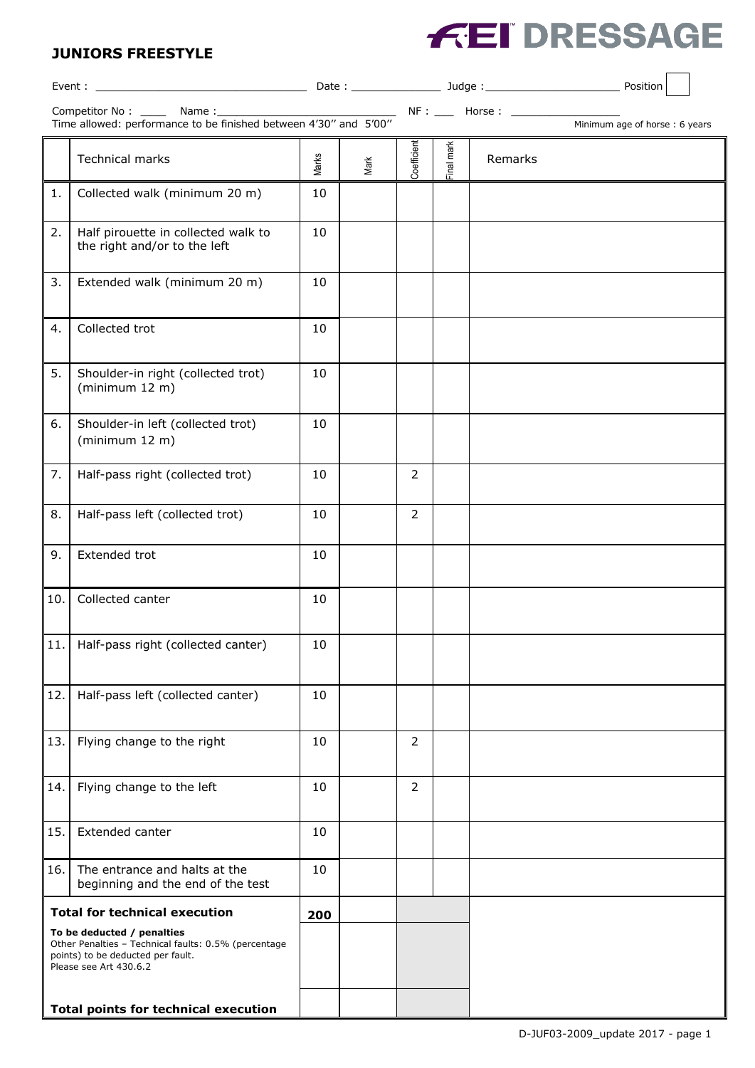# FEI DRESSAGE

## JUNIORS FREESTYLE

Event : ________________________________ Date : ______________ Judge : ____________________ Position

Competitor No : ____ Name :___________________________ NF : ___ Horse : ________________

Time allowed: performance to be finished between 4'30'' and 5'00'' Minimum age of horse : 6 years

| | Technical marks | Marks | Mark | Coefficient | Final mark | Remarks |
|---|---|---|---|---|---|---|
| 1. | Collected walk (minimum 20 m) | 10 | | | | |
| 2. | Half pirouette in collected walk to the right and/or to the left | 10 | | | | |
| 3. | Extended walk (minimum 20 m) | 10 | | | | |
| 4. | Collected trot | 10 | | | | |
| 5. | Shoulder-in right (collected trot) (minimum 12 m) | 10 | | | | |
| 6. | Shoulder-in left (collected trot) (minimum 12 m) | 10 | | | | |
| 7. | Half-pass right (collected trot) | 10 | | 2 | | |
| 8. | Half-pass left (collected trot) | 10 | | 2 | | |
| 9. | Extended trot | 10 | | | | |
| 10. | Collected canter | 10 | | | | |
| 11. | Half-pass right (collected canter) | 10 | | | | |
| 12. | Half-pass left (collected canter) | 10 | | | | |
| 13. | Flying change to the right | 10 | | 2 | | |
| 14. | Flying change to the left | 10 | | 2 | | |
| 15. | Extended canter | 10 | | | | |
| 16. | The entrance and halts at the beginning and the end of the test | 10 | | | | |
| | **Total for technical execution** | **200** | | | | |
| | **To be deducted / penalties** Other Penalties – Technical faults: 0.5% (percentage points) to be deducted per fault. Please see Art 430.6.2 | | | | | |
| | **Total points for technical execution** | | | | | |

D-JUF03-2009_update 2017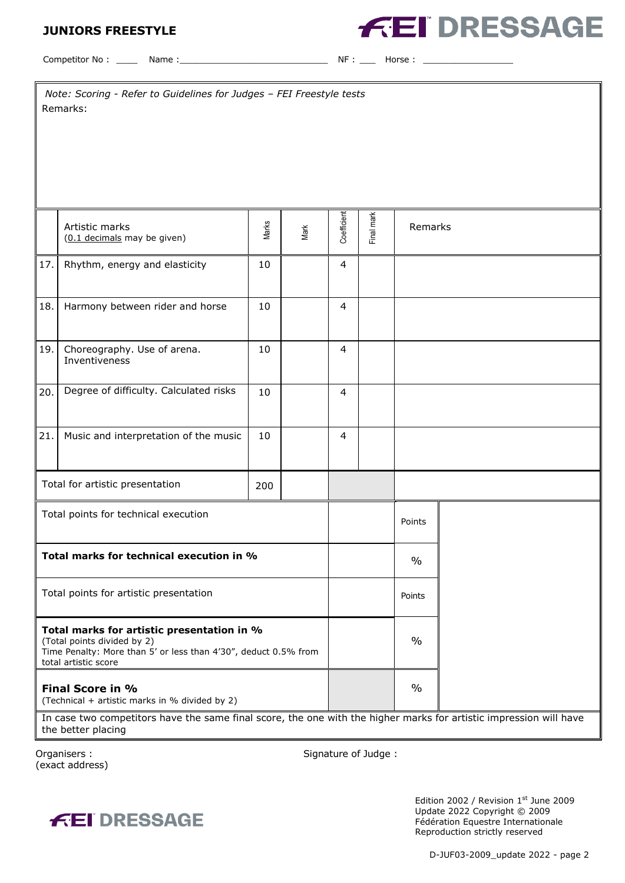## JUNIORS FREESTYLE

Competitor No : ____ Name :____________________________ NF : ___ Horse : _________________

*Note: Scoring - Refer to Guidelines for Judges – FEI Freestyle tests*

Remarks:

| | Artistic marks (0.1 decimals may be given) | Marks | Mark | Coefficient | Final mark | Remarks |
|---|---|---|---|---|---|---|
| 17. | Rhythm, energy and elasticity | 10 | | 4 | | |
| 18. | Harmony between rider and horse | 10 | | 4 | | |
| 19. | Choreography. Use of arena. Inventiveness | 10 | | 4 | | |
| 20. | Degree of difficulty. Calculated risks | 10 | | 4 | | |
| 21. | Music and interpretation of the music | 10 | | 4 | | |
| | Total for artistic presentation | 200 | | | | |

| | | | |
|---|---|---|---|
| Total points for technical execution | | Points | |
| **Total marks for technical execution in %** | | % | |
| Total points for artistic presentation | | Points | |
| **Total marks for artistic presentation in %** (Total points divided by 2) Time Penalty: More than 5' or less than 4'30", deduct 0.5% from total artistic score | | % | |
| **Final Score in %** (Technical + artistic marks in % divided by 2) | | % | |

In case two competitors have the same final score, the one with the higher marks for artistic impression will have the better placing

Organisers :
(exact address)

Signature of Judge :

Edition 2002 / Revision 1st June 2009
Update 2022 Copyright © 2009
Fédération Equestre Internationale
Reproduction strictly reserved